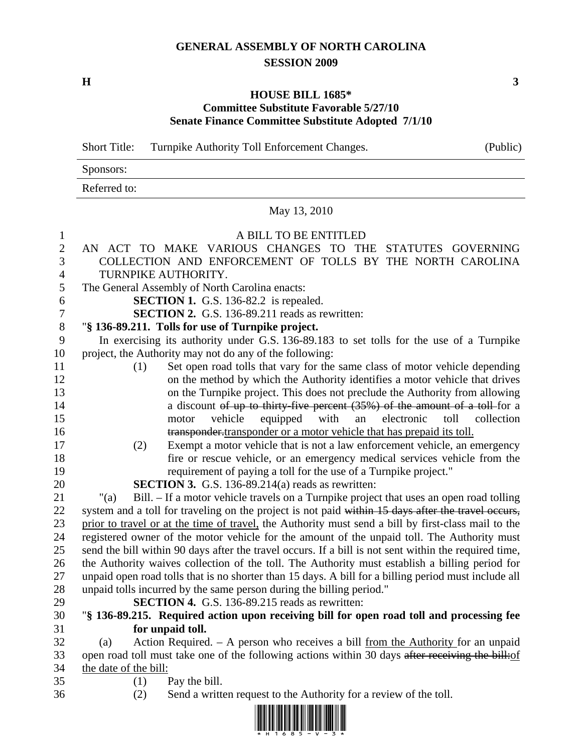# GENERAL ASSEMBLY OF NORTH CAROLINA
## SESSION 2009

**H** **3**

### HOUSE BILL 1685*
### Committee Substitute Favorable 5/27/10
### Senate Finance Committee Substitute Adopted 7/1/10

| Short Title: | Turnpike Authority Toll Enforcement Changes. | (Public) |
|---|---|---|
| Sponsors: | | |
| Referred to: | | |

May 13, 2010

A BILL TO BE ENTITLED

AN ACT TO MAKE VARIOUS CHANGES TO THE STATUTES GOVERNING COLLECTION AND ENFORCEMENT OF TOLLS BY THE NORTH CAROLINA TURNPIKE AUTHORITY.

The General Assembly of North Carolina enacts:

**SECTION 1.** G.S. 136-82.2 is repealed.

**SECTION 2.** G.S. 136-89.211 reads as rewritten:

"**§ 136-89.211. Tolls for use of Turnpike project.**

In exercising its authority under G.S. 136-89.183 to set tolls for the use of a Turnpike project, the Authority may not do any of the following:

(1) Set open road tolls that vary for the same class of motor vehicle depending on the method by which the Authority identifies a motor vehicle that drives on the Turnpike project. This does not preclude the Authority from allowing a discount ~~of up to thirty-five percent (35%) of the amount of a toll~~ for a motor vehicle equipped with an electronic toll collection ~~transponder.~~<u>transponder or a motor vehicle that has prepaid its toll.</u>

(2) Exempt a motor vehicle that is not a law enforcement vehicle, an emergency fire or rescue vehicle, or an emergency medical services vehicle from the requirement of paying a toll for the use of a Turnpike project."

**SECTION 3.** G.S. 136-89.214(a) reads as rewritten:

"(a) Bill. – If a motor vehicle travels on a Turnpike project that uses an open road tolling system and a toll for traveling on the project is not paid ~~within 15 days after the travel occurs,~~ <u>prior to travel or at the time of travel,</u> the Authority must send a bill by first-class mail to the registered owner of the motor vehicle for the amount of the unpaid toll. The Authority must send the bill within 90 days after the travel occurs. If a bill is not sent within the required time, the Authority waives collection of the toll. The Authority must establish a billing period for unpaid open road tolls that is no shorter than 15 days. A bill for a billing period must include all unpaid tolls incurred by the same person during the billing period."

**SECTION 4.** G.S. 136-89.215 reads as rewritten:

"**§ 136-89.215. Required action upon receiving bill for open road toll and processing fee for unpaid toll.**

(a) Action Required. – A person who receives a bill <u>from the Authority</u> for an unpaid open road toll must take one of the following actions within 30 days ~~after receiving the bill:~~<u>of the date of the bill:</u>

(1) Pay the bill.

(2) Send a written request to the Authority for a review of the toll.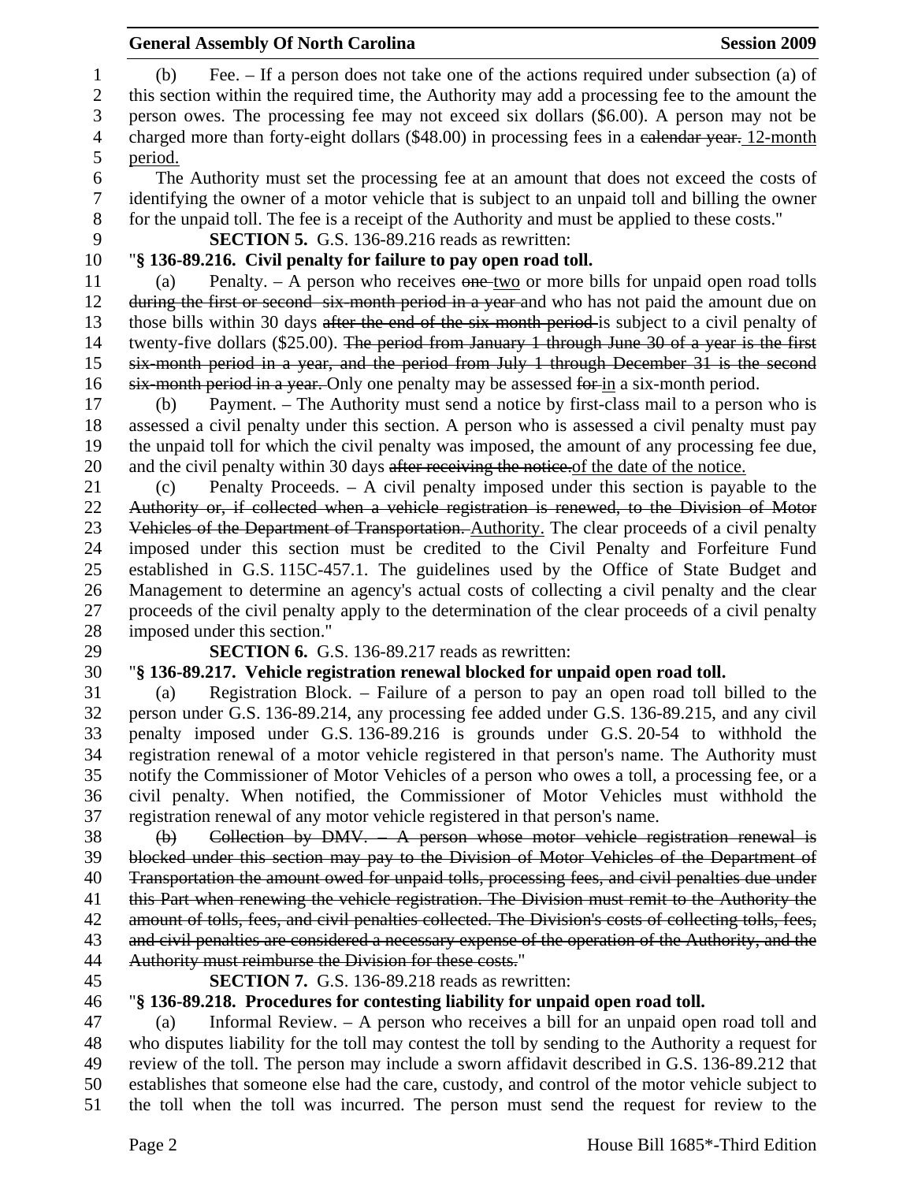(b) Fee. – If a person does not take one of the actions required under subsection (a) of this section within the required time, the Authority may add a processing fee to the amount the person owes. The processing fee may not exceed six dollars ($6.00). A person may not be charged more than forty-eight dollars ($48.00) in processing fees in a ~~calendar year.~~ <u>12-month period.</u>

The Authority must set the processing fee at an amount that does not exceed the costs of identifying the owner of a motor vehicle that is subject to an unpaid toll and billing the owner for the unpaid toll. The fee is a receipt of the Authority and must be applied to these costs."

**SECTION 5.** G.S. 136-89.216 reads as rewritten:

"**§ 136-89.216. Civil penalty for failure to pay open road toll.**

(a) Penalty. – A person who receives ~~one~~ <u>two</u> or more bills for unpaid open road tolls ~~during the first or second six-month period in a year~~ and who has not paid the amount due on those bills within 30 days ~~after the end of the six-month period~~ is subject to a civil penalty of twenty-five dollars ($25.00). ~~The period from January 1 through June 30 of a year is the first six-month period in a year, and the period from July 1 through December 31 is the second six-month period in a year.~~ Only one penalty may be assessed ~~for~~ <u>in</u> a six-month period.

(b) Payment. – The Authority must send a notice by first-class mail to a person who is assessed a civil penalty under this section. A person who is assessed a civil penalty must pay the unpaid toll for which the civil penalty was imposed, the amount of any processing fee due, and the civil penalty within 30 days ~~after receiving the notice.~~<u>of the date of the notice.</u>

(c) Penalty Proceeds. – A civil penalty imposed under this section is payable to the ~~Authority or, if collected when a vehicle registration is renewed, to the Division of Motor Vehicles of the Department of Transportation.~~ <u>Authority.</u> The clear proceeds of a civil penalty imposed under this section must be credited to the Civil Penalty and Forfeiture Fund established in G.S. 115C-457.1. The guidelines used by the Office of State Budget and Management to determine an agency's actual costs of collecting a civil penalty and the clear proceeds of the civil penalty apply to the determination of the clear proceeds of a civil penalty imposed under this section."

**SECTION 6.** G.S. 136-89.217 reads as rewritten:

"**§ 136-89.217. Vehicle registration renewal blocked for unpaid open road toll.**

(a) Registration Block. – Failure of a person to pay an open road toll billed to the person under G.S. 136-89.214, any processing fee added under G.S. 136-89.215, and any civil penalty imposed under G.S. 136-89.216 is grounds under G.S. 20-54 to withhold the registration renewal of a motor vehicle registered in that person's name. The Authority must notify the Commissioner of Motor Vehicles of a person who owes a toll, a processing fee, or a civil penalty. When notified, the Commissioner of Motor Vehicles must withhold the registration renewal of any motor vehicle registered in that person's name.

~~(b) Collection by DMV. – A person whose motor vehicle registration renewal is blocked under this section may pay to the Division of Motor Vehicles of the Department of Transportation the amount owed for unpaid tolls, processing fees, and civil penalties due under this Part when renewing the vehicle registration. The Division must remit to the Authority the amount of tolls, fees, and civil penalties collected. The Division's costs of collecting tolls, fees, and civil penalties are considered a necessary expense of the operation of the Authority, and the Authority must reimburse the Division for these costs.~~"

**SECTION 7.** G.S. 136-89.218 reads as rewritten:

"**§ 136-89.218. Procedures for contesting liability for unpaid open road toll.**

(a) Informal Review. – A person who receives a bill for an unpaid open road toll and who disputes liability for the toll may contest the toll by sending to the Authority a request for review of the toll. The person may include a sworn affidavit described in G.S. 136-89.212 that establishes that someone else had the care, custody, and control of the motor vehicle subject to the toll when the toll was incurred. The person must send the request for review to the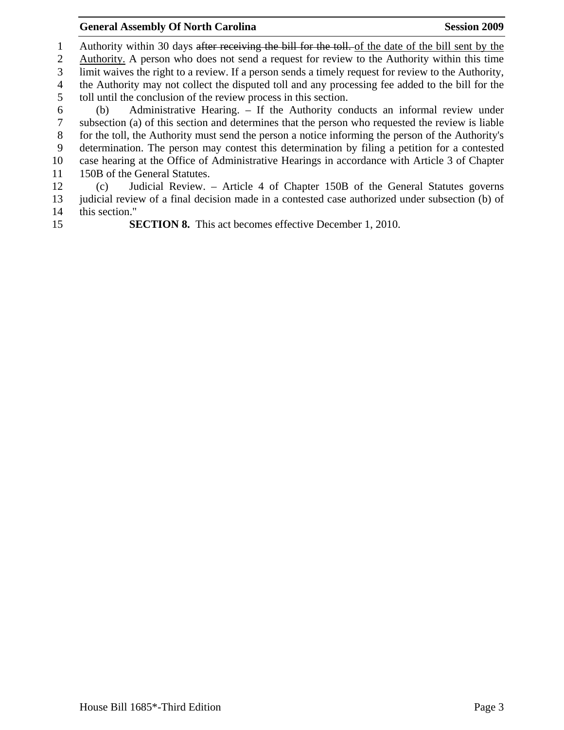Authority within 30 days ~~after receiving the bill for the toll.~~ <u>of the date of the bill sent by the Authority.</u> A person who does not send a request for review to the Authority within this time limit waives the right to a review. If a person sends a timely request for review to the Authority, the Authority may not collect the disputed toll and any processing fee added to the bill for the toll until the conclusion of the review process in this section.

(b) Administrative Hearing. – If the Authority conducts an informal review under subsection (a) of this section and determines that the person who requested the review is liable for the toll, the Authority must send the person a notice informing the person of the Authority's determination. The person may contest this determination by filing a petition for a contested case hearing at the Office of Administrative Hearings in accordance with Article 3 of Chapter 150B of the General Statutes.

(c) Judicial Review. – Article 4 of Chapter 150B of the General Statutes governs judicial review of a final decision made in a contested case authorized under subsection (b) of this section."

**SECTION 8.** This act becomes effective December 1, 2010.